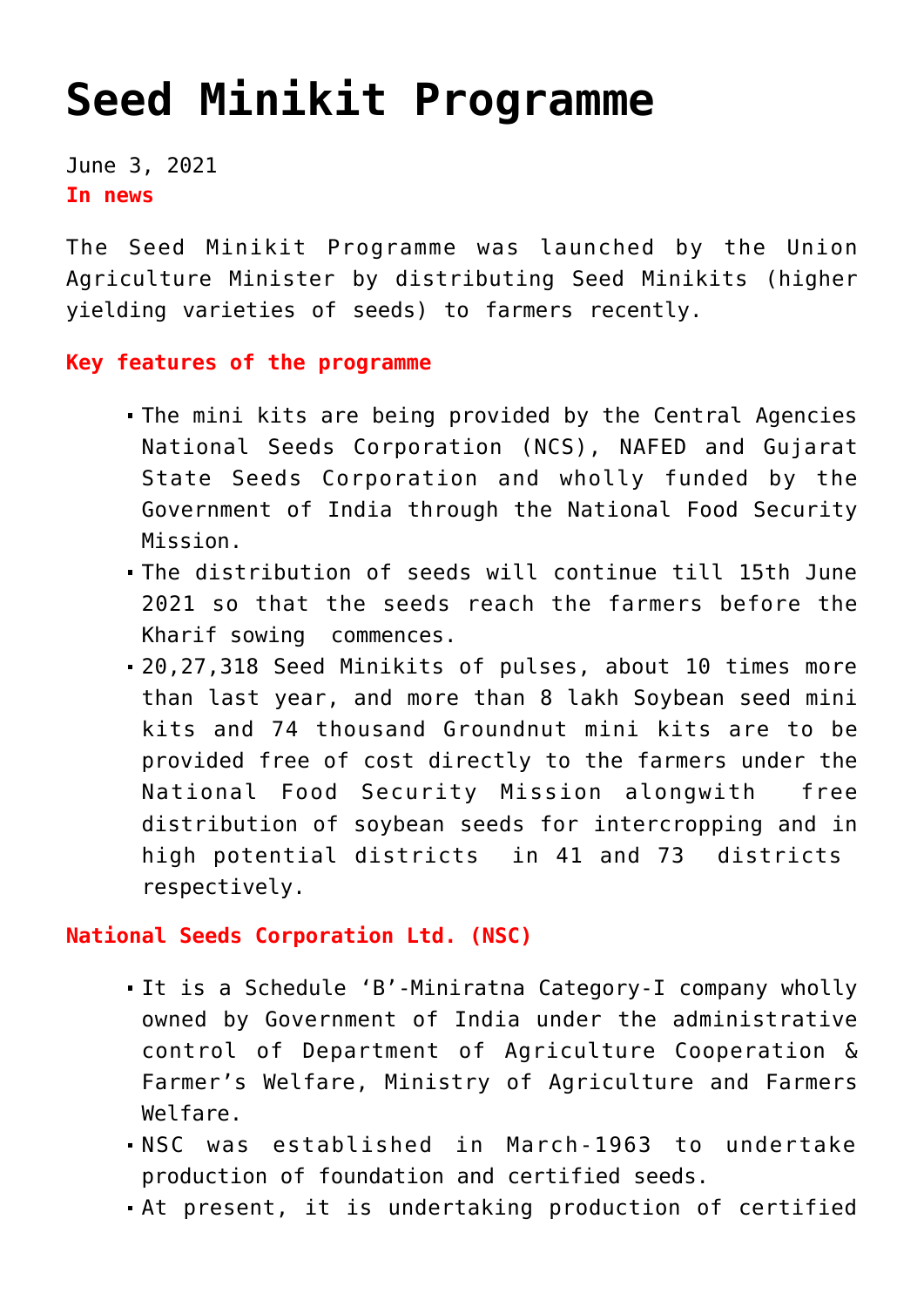# Seed Minikit Programme

June 3, 2021

**In news**

The Seed Minikit Programme was launched by the Union Agriculture Minister by distributing Seed Minikits (higher yielding varieties of seeds) to farmers recently.

**Key features of the programme**

- The mini kits are being provided by the Central Agencies National Seeds Corporation (NCS), NAFED and Gujarat State Seeds Corporation and wholly funded by the Government of India through the National Food Security Mission.
- The distribution of seeds will continue till 15th June 2021 so that the seeds reach the farmers before the Kharif sowing commences.
- 20,27,318 Seed Minikits of pulses, about 10 times more than last year, and more than 8 lakh Soybean seed mini kits and 74 thousand Groundnut mini kits are to be provided free of cost directly to the farmers under the National Food Security Mission alongwith free distribution of soybean seeds for intercropping and in high potential districts in 41 and 73 districts respectively.

**National Seeds Corporation Ltd. (NSC)**

- It is a Schedule 'B'-Miniratna Category-I company wholly owned by Government of India under the administrative control of Department of Agriculture Cooperation & Farmer's Welfare, Ministry of Agriculture and Farmers Welfare.
- NSC was established in March-1963 to undertake production of foundation and certified seeds.
- At present, it is undertaking production of certified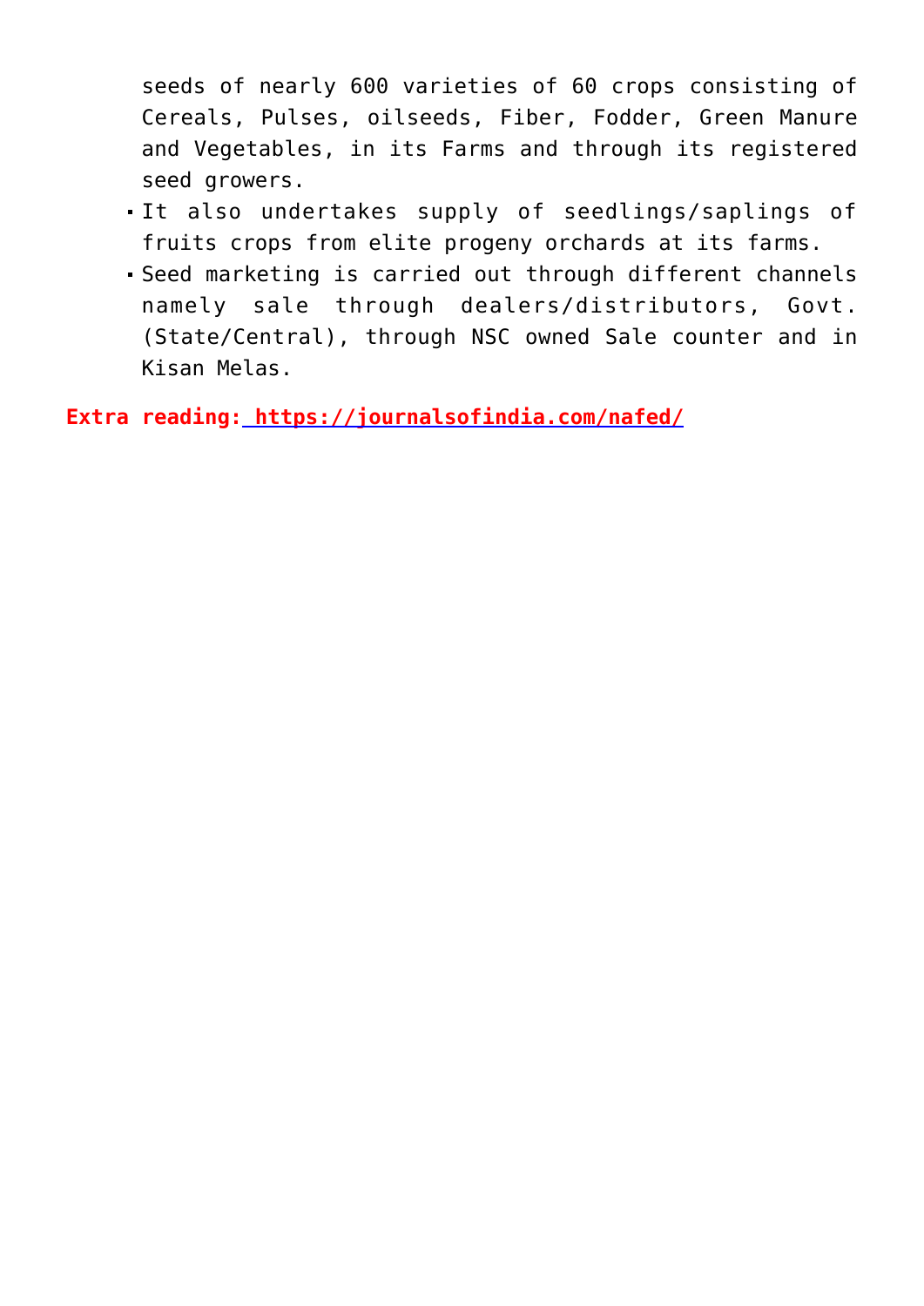seeds of nearly 600 varieties of 60 crops consisting of Cereals, Pulses, oilseeds, Fiber, Fodder, Green Manure and Vegetables, in its Farms and through its registered seed growers.

- It also undertakes supply of seedlings/saplings of fruits crops from elite progeny orchards at its farms.
- Seed marketing is carried out through different channels namely sale through dealers/distributors, Govt. (State/Central), through NSC owned Sale counter and in Kisan Melas.

**Extra reading: https://journalsofindia.com/nafed/**